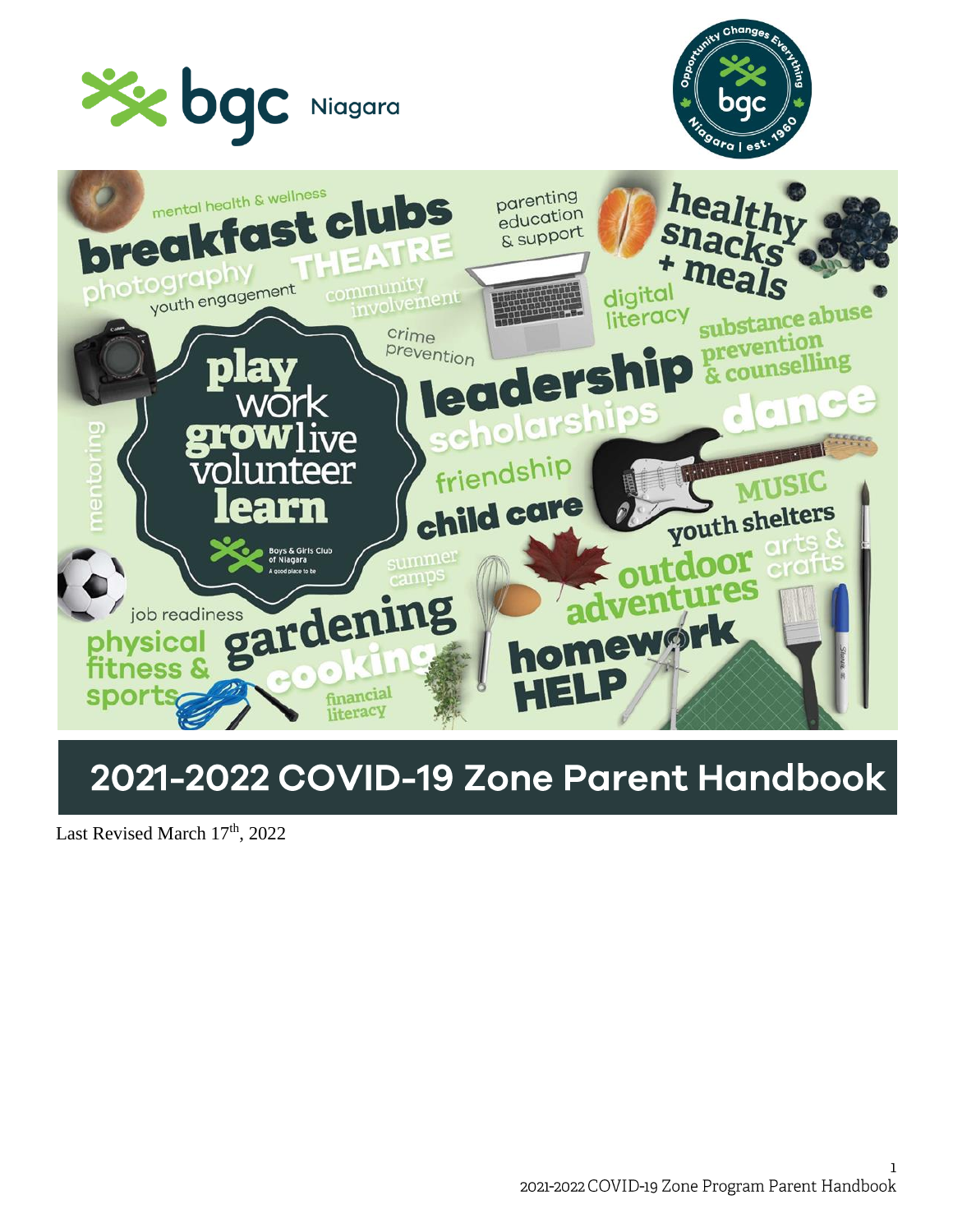# 2021-2022 COVID-19 Zone Parent Handbook

Last Revised March 17th, 2022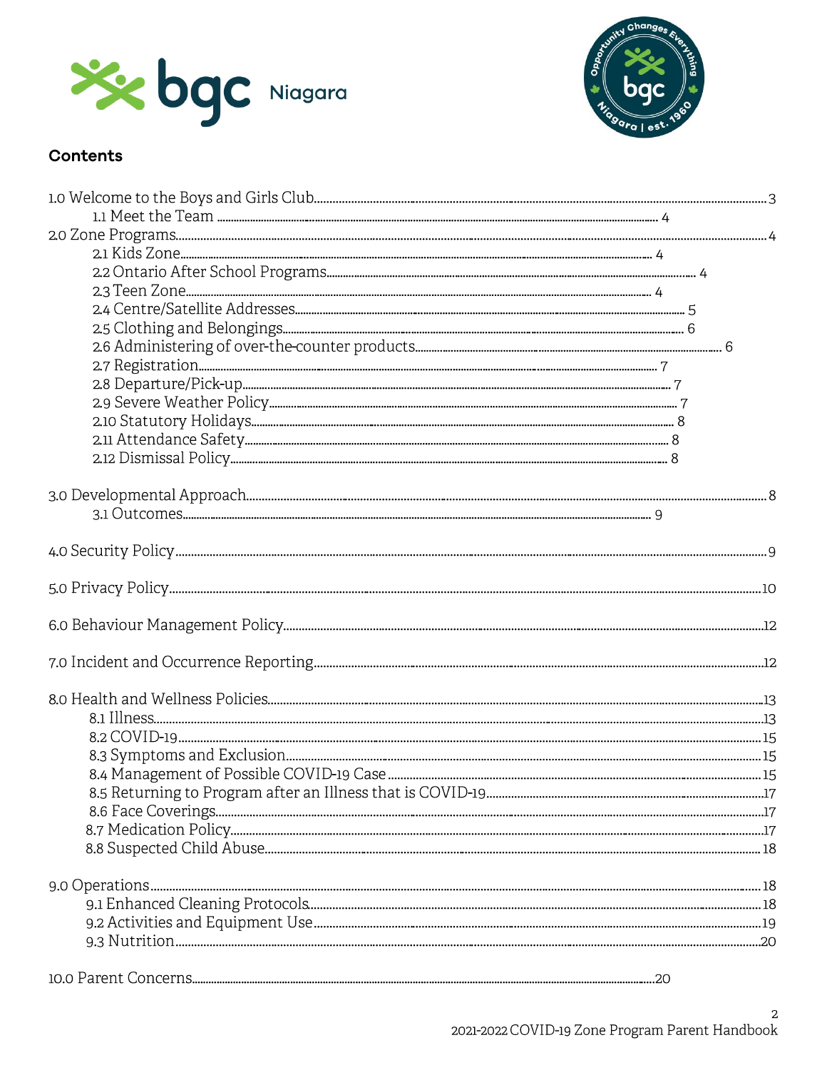## Contents

1.0 Welcome to the Boys and Girls Club ........ 3
- 1.1 Meet the Team ........ 4

2.0 Zone Programs ........ 4
- 2.1 Kids Zone ........ 4
- 2.2 Ontario After School Programs ........ 4
- 2.3 Teen Zone ........ 4
- 2.4 Centre/Satellite Addresses ........ 5
- 2.5 Clothing and Belongings ........ 6
- 2.6 Administering of over-the-counter products ........ 6
- 2.7 Registration ........ 7
- 2.8 Departure/Pick-up ........ 7
- 2.9 Severe Weather Policy ........ 7
- 2.10 Statutory Holidays ........ 8
- 2.11 Attendance Safety ........ 8
- 2.12 Dismissal Policy ........ 8

3.0 Developmental Approach ........ 8
- 3.1 Outcomes ........ 9

4.0 Security Policy ........ 9

5.0 Privacy Policy ........ 10

6.0 Behaviour Management Policy ........ 12

7.0 Incident and Occurrence Reporting ........ 12

8.0 Health and Wellness Policies ........ 13
- 8.1 Illness ........ 13
- 8.2 COVID-19 ........ 15
- 8.3 Symptoms and Exclusion ........ 15
- 8.4 Management of Possible COVID-19 Case ........ 15
- 8.5 Returning to Program after an Illness that is COVID-19 ........ 17
- 8.6 Face Coverings ........ 17
- 8.7 Medication Policy ........ 17
- 8.8 Suspected Child Abuse ........ 18

9.0 Operations ........ 18
- 9.1 Enhanced Cleaning Protocols ........ 18
- 9.2 Activities and Equipment Use ........ 19
- 9.3 Nutrition ........ 20

10.0 Parent Concerns ........ 20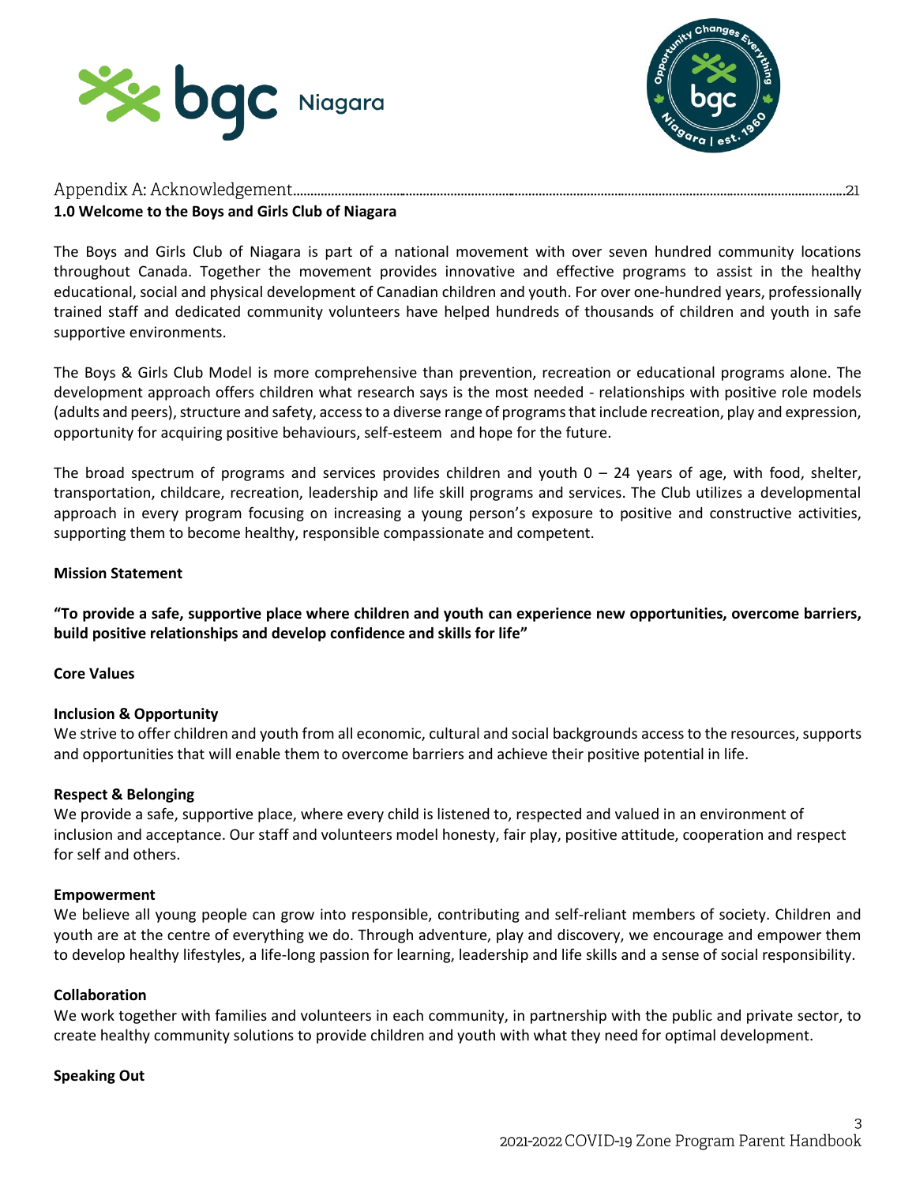Appendix A: Acknowledgement......................................................................................................................................................21

## 1.0 Welcome to the Boys and Girls Club of Niagara

The Boys and Girls Club of Niagara is part of a national movement with over seven hundred community locations throughout Canada. Together the movement provides innovative and effective programs to assist in the healthy educational, social and physical development of Canadian children and youth. For over one-hundred years, professionally trained staff and dedicated community volunteers have helped hundreds of thousands of children and youth in safe supportive environments.

The Boys & Girls Club Model is more comprehensive than prevention, recreation or educational programs alone. The development approach offers children what research says is the most needed - relationships with positive role models (adults and peers), structure and safety, access to a diverse range of programs that include recreation, play and expression, opportunity for acquiring positive behaviours, self-esteem and hope for the future.

The broad spectrum of programs and services provides children and youth 0 – 24 years of age, with food, shelter, transportation, childcare, recreation, leadership and life skill programs and services. The Club utilizes a developmental approach in every program focusing on increasing a young person's exposure to positive and constructive activities, supporting them to become healthy, responsible compassionate and competent.

**Mission Statement**

**"To provide a safe, supportive place where children and youth can experience new opportunities, overcome barriers, build positive relationships and develop confidence and skills for life"**

**Core Values**

**Inclusion & Opportunity**
We strive to offer children and youth from all economic, cultural and social backgrounds access to the resources, supports and opportunities that will enable them to overcome barriers and achieve their positive potential in life.

**Respect & Belonging**
We provide a safe, supportive place, where every child is listened to, respected and valued in an environment of inclusion and acceptance. Our staff and volunteers model honesty, fair play, positive attitude, cooperation and respect for self and others.

**Empowerment**
We believe all young people can grow into responsible, contributing and self-reliant members of society. Children and youth are at the centre of everything we do. Through adventure, play and discovery, we encourage and empower them to develop healthy lifestyles, a life-long passion for learning, leadership and life skills and a sense of social responsibility.

**Collaboration**
We work together with families and volunteers in each community, in partnership with the public and private sector, to create healthy community solutions to provide children and youth with what they need for optimal development.

**Speaking Out**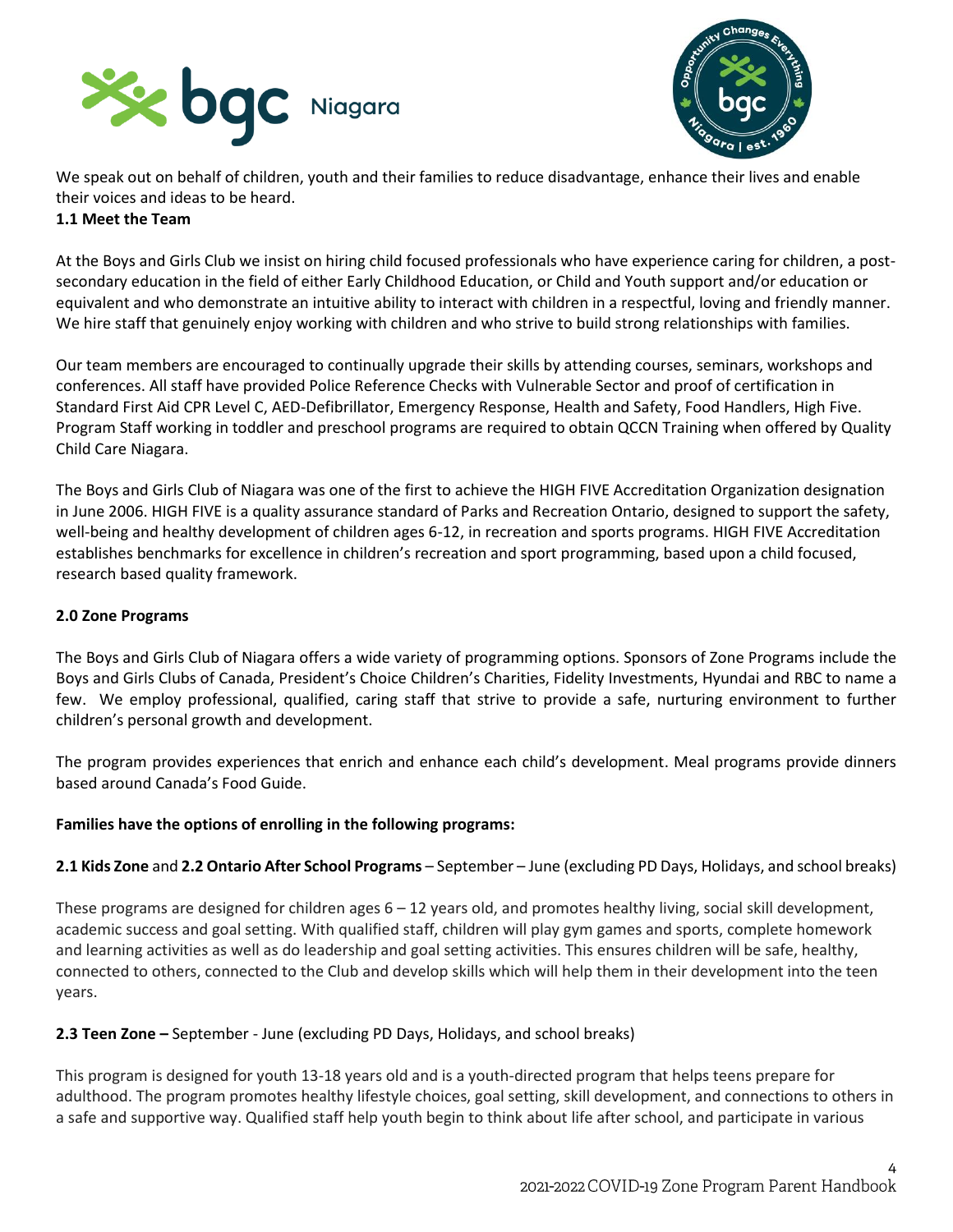We speak out on behalf of children, youth and their families to reduce disadvantage, enhance their lives and enable their voices and ideas to be heard.

**1.1 Meet the Team**

At the Boys and Girls Club we insist on hiring child focused professionals who have experience caring for children, a post-secondary education in the field of either Early Childhood Education, or Child and Youth support and/or education or equivalent and who demonstrate an intuitive ability to interact with children in a respectful, loving and friendly manner. We hire staff that genuinely enjoy working with children and who strive to build strong relationships with families.

Our team members are encouraged to continually upgrade their skills by attending courses, seminars, workshops and conferences. All staff have provided Police Reference Checks with Vulnerable Sector and proof of certification in Standard First Aid CPR Level C, AED-Defibrillator, Emergency Response, Health and Safety, Food Handlers, High Five. Program Staff working in toddler and preschool programs are required to obtain QCCN Training when offered by Quality Child Care Niagara.

The Boys and Girls Club of Niagara was one of the first to achieve the HIGH FIVE Accreditation Organization designation in June 2006. HIGH FIVE is a quality assurance standard of Parks and Recreation Ontario, designed to support the safety, well-being and healthy development of children ages 6-12, in recreation and sports programs. HIGH FIVE Accreditation establishes benchmarks for excellence in children's recreation and sport programming, based upon a child focused, research based quality framework.

**2.0 Zone Programs**

The Boys and Girls Club of Niagara offers a wide variety of programming options. Sponsors of Zone Programs include the Boys and Girls Clubs of Canada, President's Choice Children's Charities, Fidelity Investments, Hyundai and RBC to name a few. We employ professional, qualified, caring staff that strive to provide a safe, nurturing environment to further children's personal growth and development.

The program provides experiences that enrich and enhance each child's development. Meal programs provide dinners based around Canada's Food Guide.

**Families have the options of enrolling in the following programs:**

**2.1 Kids Zone** and **2.2 Ontario After School Programs** – September – June (excluding PD Days, Holidays, and school breaks)

These programs are designed for children ages 6 – 12 years old, and promotes healthy living, social skill development, academic success and goal setting. With qualified staff, children will play gym games and sports, complete homework and learning activities as well as do leadership and goal setting activities. This ensures children will be safe, healthy, connected to others, connected to the Club and develop skills which will help them in their development into the teen years.

**2.3 Teen Zone –** September - June (excluding PD Days, Holidays, and school breaks)

This program is designed for youth 13-18 years old and is a youth-directed program that helps teens prepare for adulthood. The program promotes healthy lifestyle choices, goal setting, skill development, and connections to others in a safe and supportive way. Qualified staff help youth begin to think about life after school, and participate in various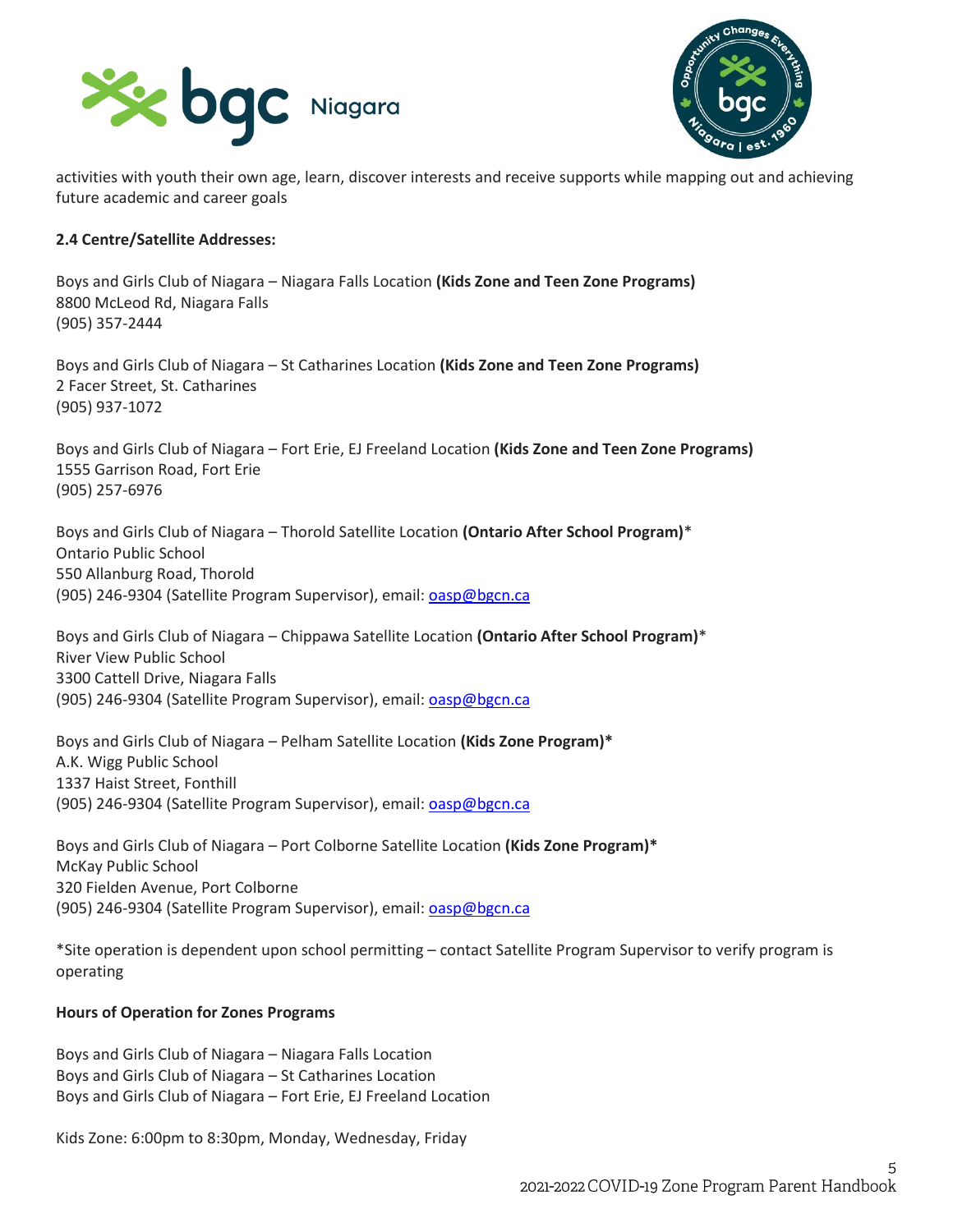activities with youth their own age, learn, discover interests and receive supports while mapping out and achieving future academic and career goals

**2.4 Centre/Satellite Addresses:**

Boys and Girls Club of Niagara – Niagara Falls Location **(Kids Zone and Teen Zone Programs)**
8800 McLeod Rd, Niagara Falls
(905) 357-2444

Boys and Girls Club of Niagara – St Catharines Location **(Kids Zone and Teen Zone Programs)**
2 Facer Street, St. Catharines
(905) 937-1072

Boys and Girls Club of Niagara – Fort Erie, EJ Freeland Location **(Kids Zone and Teen Zone Programs)**
1555 Garrison Road, Fort Erie
(905) 257-6976

Boys and Girls Club of Niagara – Thorold Satellite Location **(Ontario After School Program)***
Ontario Public School
550 Allanburg Road, Thorold
(905) 246-9304 (Satellite Program Supervisor), email: oasp@bgcn.ca

Boys and Girls Club of Niagara – Chippawa Satellite Location **(Ontario After School Program)***
River View Public School
3300 Cattell Drive, Niagara Falls
(905) 246-9304 (Satellite Program Supervisor), email: oasp@bgcn.ca

Boys and Girls Club of Niagara – Pelham Satellite Location **(Kids Zone Program)***
A.K. Wigg Public School
1337 Haist Street, Fonthill
(905) 246-9304 (Satellite Program Supervisor), email: oasp@bgcn.ca

Boys and Girls Club of Niagara – Port Colborne Satellite Location **(Kids Zone Program)***
McKay Public School
320 Fielden Avenue, Port Colborne
(905) 246-9304 (Satellite Program Supervisor), email: oasp@bgcn.ca

*Site operation is dependent upon school permitting – contact Satellite Program Supervisor to verify program is operating

**Hours of Operation for Zones Programs**

Boys and Girls Club of Niagara – Niagara Falls Location
Boys and Girls Club of Niagara – St Catharines Location
Boys and Girls Club of Niagara – Fort Erie, EJ Freeland Location

Kids Zone: 6:00pm to 8:30pm, Monday, Wednesday, Friday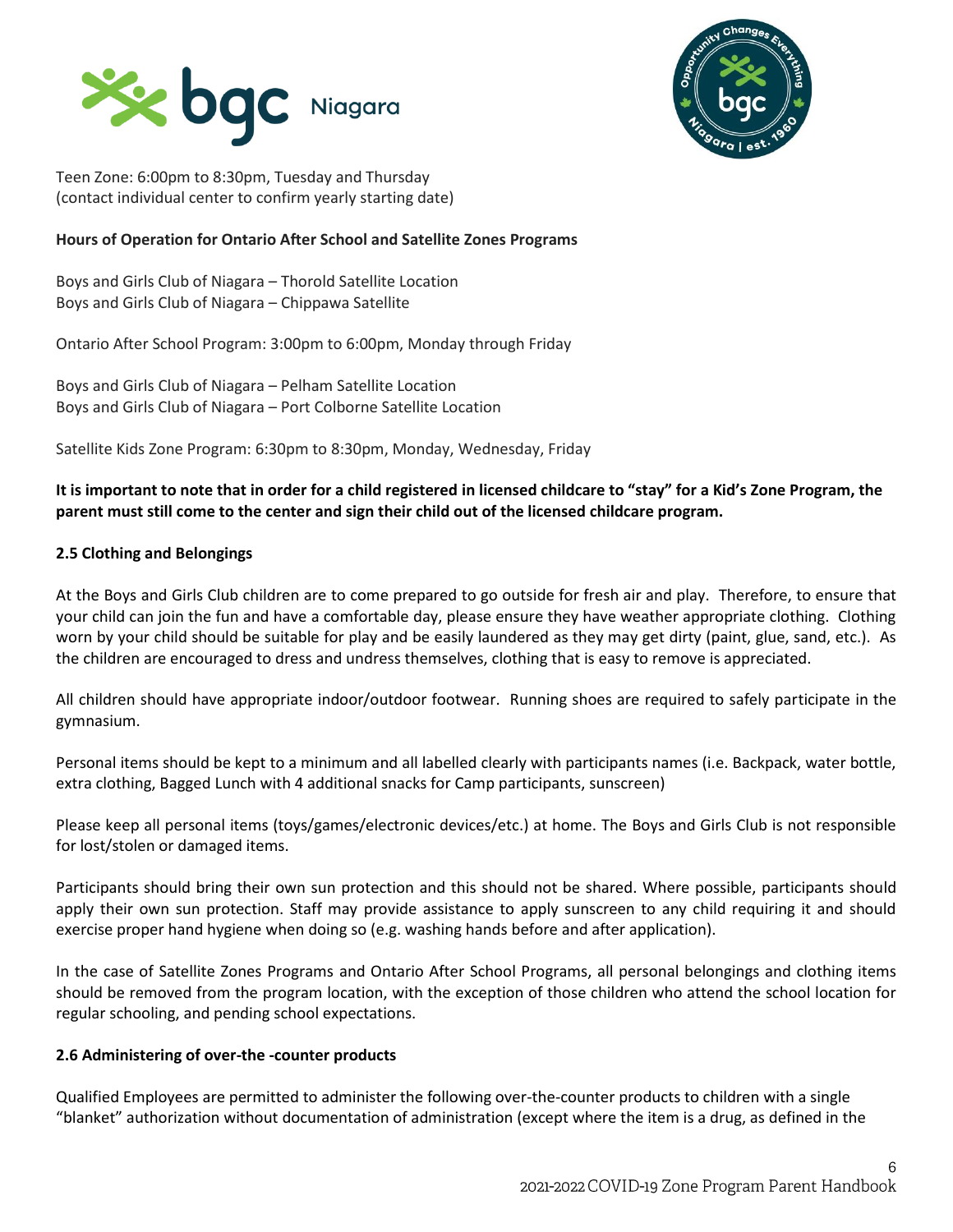Teen Zone: 6:00pm to 8:30pm, Tuesday and Thursday
(contact individual center to confirm yearly starting date)

**Hours of Operation for Ontario After School and Satellite Zones Programs**

Boys and Girls Club of Niagara – Thorold Satellite Location
Boys and Girls Club of Niagara – Chippawa Satellite

Ontario After School Program: 3:00pm to 6:00pm, Monday through Friday

Boys and Girls Club of Niagara – Pelham Satellite Location
Boys and Girls Club of Niagara – Port Colborne Satellite Location

Satellite Kids Zone Program: 6:30pm to 8:30pm, Monday, Wednesday, Friday

**It is important to note that in order for a child registered in licensed childcare to "stay" for a Kid's Zone Program, the parent must still come to the center and sign their child out of the licensed childcare program.**

**2.5 Clothing and Belongings**

At the Boys and Girls Club children are to come prepared to go outside for fresh air and play. Therefore, to ensure that your child can join the fun and have a comfortable day, please ensure they have weather appropriate clothing. Clothing worn by your child should be suitable for play and be easily laundered as they may get dirty (paint, glue, sand, etc.). As the children are encouraged to dress and undress themselves, clothing that is easy to remove is appreciated.

All children should have appropriate indoor/outdoor footwear. Running shoes are required to safely participate in the gymnasium.

Personal items should be kept to a minimum and all labelled clearly with participants names (i.e. Backpack, water bottle, extra clothing, Bagged Lunch with 4 additional snacks for Camp participants, sunscreen)

Please keep all personal items (toys/games/electronic devices/etc.) at home. The Boys and Girls Club is not responsible for lost/stolen or damaged items.

Participants should bring their own sun protection and this should not be shared. Where possible, participants should apply their own sun protection. Staff may provide assistance to apply sunscreen to any child requiring it and should exercise proper hand hygiene when doing so (e.g. washing hands before and after application).

In the case of Satellite Zones Programs and Ontario After School Programs, all personal belongings and clothing items should be removed from the program location, with the exception of those children who attend the school location for regular schooling, and pending school expectations.

**2.6 Administering of over-the -counter products**

Qualified Employees are permitted to administer the following over-the-counter products to children with a single "blanket" authorization without documentation of administration (except where the item is a drug, as defined in the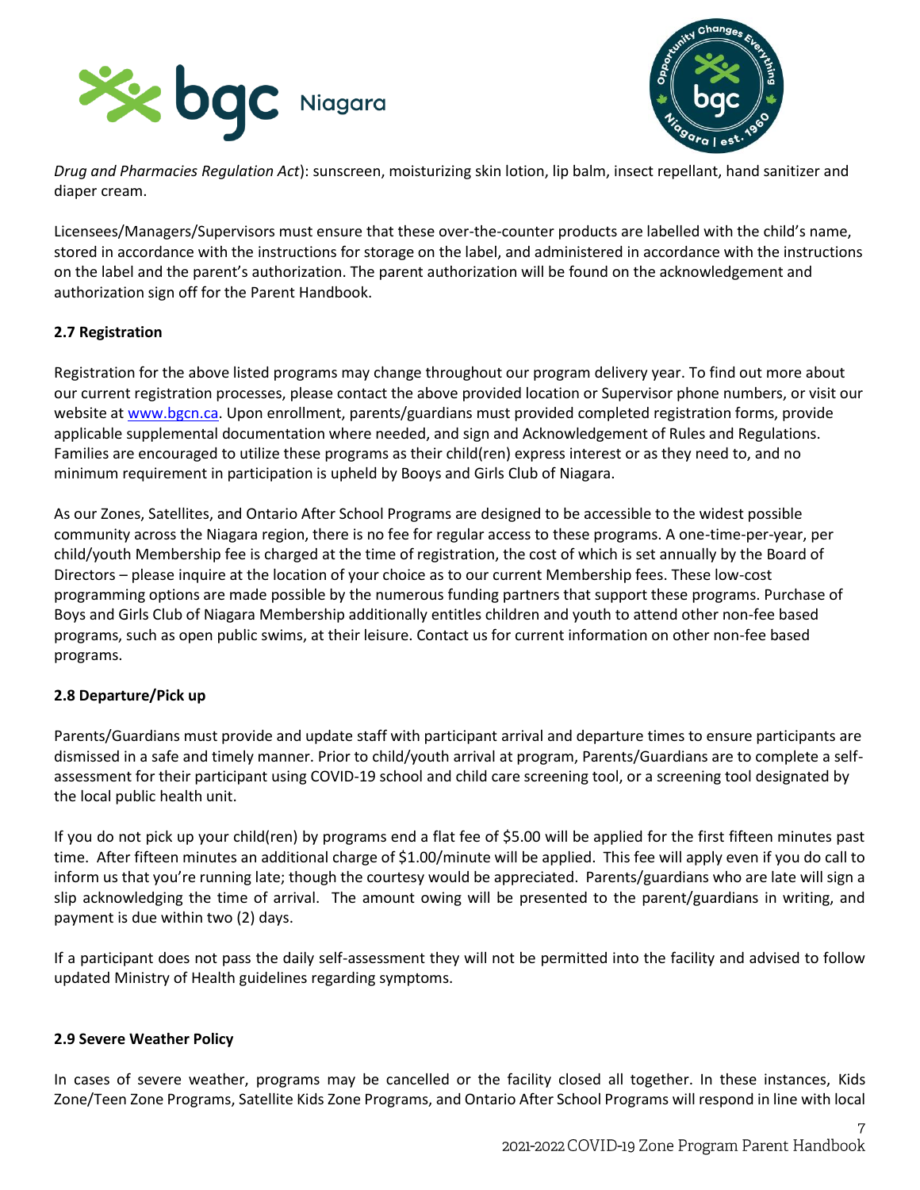*Drug and Pharmacies Regulation Act*): sunscreen, moisturizing skin lotion, lip balm, insect repellant, hand sanitizer and diaper cream.

Licensees/Managers/Supervisors must ensure that these over-the-counter products are labelled with the child's name, stored in accordance with the instructions for storage on the label, and administered in accordance with the instructions on the label and the parent's authorization. The parent authorization will be found on the acknowledgement and authorization sign off for the Parent Handbook.

**2.7 Registration**

Registration for the above listed programs may change throughout our program delivery year. To find out more about our current registration processes, please contact the above provided location or Supervisor phone numbers, or visit our website at www.bgcn.ca. Upon enrollment, parents/guardians must provided completed registration forms, provide applicable supplemental documentation where needed, and sign and Acknowledgement of Rules and Regulations. Families are encouraged to utilize these programs as their child(ren) express interest or as they need to, and no minimum requirement in participation is upheld by Booys and Girls Club of Niagara.

As our Zones, Satellites, and Ontario After School Programs are designed to be accessible to the widest possible community across the Niagara region, there is no fee for regular access to these programs. A one-time-per-year, per child/youth Membership fee is charged at the time of registration, the cost of which is set annually by the Board of Directors – please inquire at the location of your choice as to our current Membership fees. These low-cost programming options are made possible by the numerous funding partners that support these programs. Purchase of Boys and Girls Club of Niagara Membership additionally entitles children and youth to attend other non-fee based programs, such as open public swims, at their leisure. Contact us for current information on other non-fee based programs.

**2.8 Departure/Pick up**

Parents/Guardians must provide and update staff with participant arrival and departure times to ensure participants are dismissed in a safe and timely manner. Prior to child/youth arrival at program, Parents/Guardians are to complete a self-assessment for their participant using COVID-19 school and child care screening tool, or a screening tool designated by the local public health unit.

If you do not pick up your child(ren) by programs end a flat fee of $5.00 will be applied for the first fifteen minutes past time. After fifteen minutes an additional charge of $1.00/minute will be applied. This fee will apply even if you do call to inform us that you're running late; though the courtesy would be appreciated. Parents/guardians who are late will sign a slip acknowledging the time of arrival. The amount owing will be presented to the parent/guardians in writing, and payment is due within two (2) days.

If a participant does not pass the daily self-assessment they will not be permitted into the facility and advised to follow updated Ministry of Health guidelines regarding symptoms.

**2.9 Severe Weather Policy**

In cases of severe weather, programs may be cancelled or the facility closed all together. In these instances, Kids Zone/Teen Zone Programs, Satellite Kids Zone Programs, and Ontario After School Programs will respond in line with local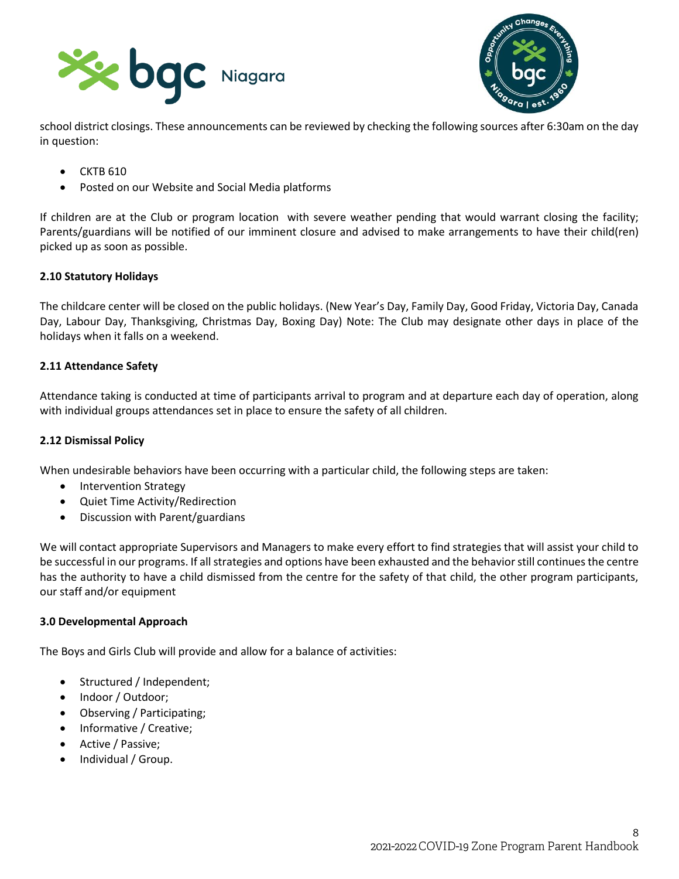school district closings. These announcements can be reviewed by checking the following sources after 6:30am on the day in question:

- CKTB 610
- Posted on our Website and Social Media platforms

If children are at the Club or program location with severe weather pending that would warrant closing the facility; Parents/guardians will be notified of our imminent closure and advised to make arrangements to have their child(ren) picked up as soon as possible.

**2.10 Statutory Holidays**

The childcare center will be closed on the public holidays. (New Year's Day, Family Day, Good Friday, Victoria Day, Canada Day, Labour Day, Thanksgiving, Christmas Day, Boxing Day) Note: The Club may designate other days in place of the holidays when it falls on a weekend.

**2.11 Attendance Safety**

Attendance taking is conducted at time of participants arrival to program and at departure each day of operation, along with individual groups attendances set in place to ensure the safety of all children.

**2.12 Dismissal Policy**

When undesirable behaviors have been occurring with a particular child, the following steps are taken:

- Intervention Strategy
- Quiet Time Activity/Redirection
- Discussion with Parent/guardians

We will contact appropriate Supervisors and Managers to make every effort to find strategies that will assist your child to be successful in our programs. If all strategies and options have been exhausted and the behavior still continues the centre has the authority to have a child dismissed from the centre for the safety of that child, the other program participants, our staff and/or equipment

**3.0 Developmental Approach**

The Boys and Girls Club will provide and allow for a balance of activities:

- Structured / Independent;
- Indoor / Outdoor;
- Observing / Participating;
- Informative / Creative;
- Active / Passive;
- Individual / Group.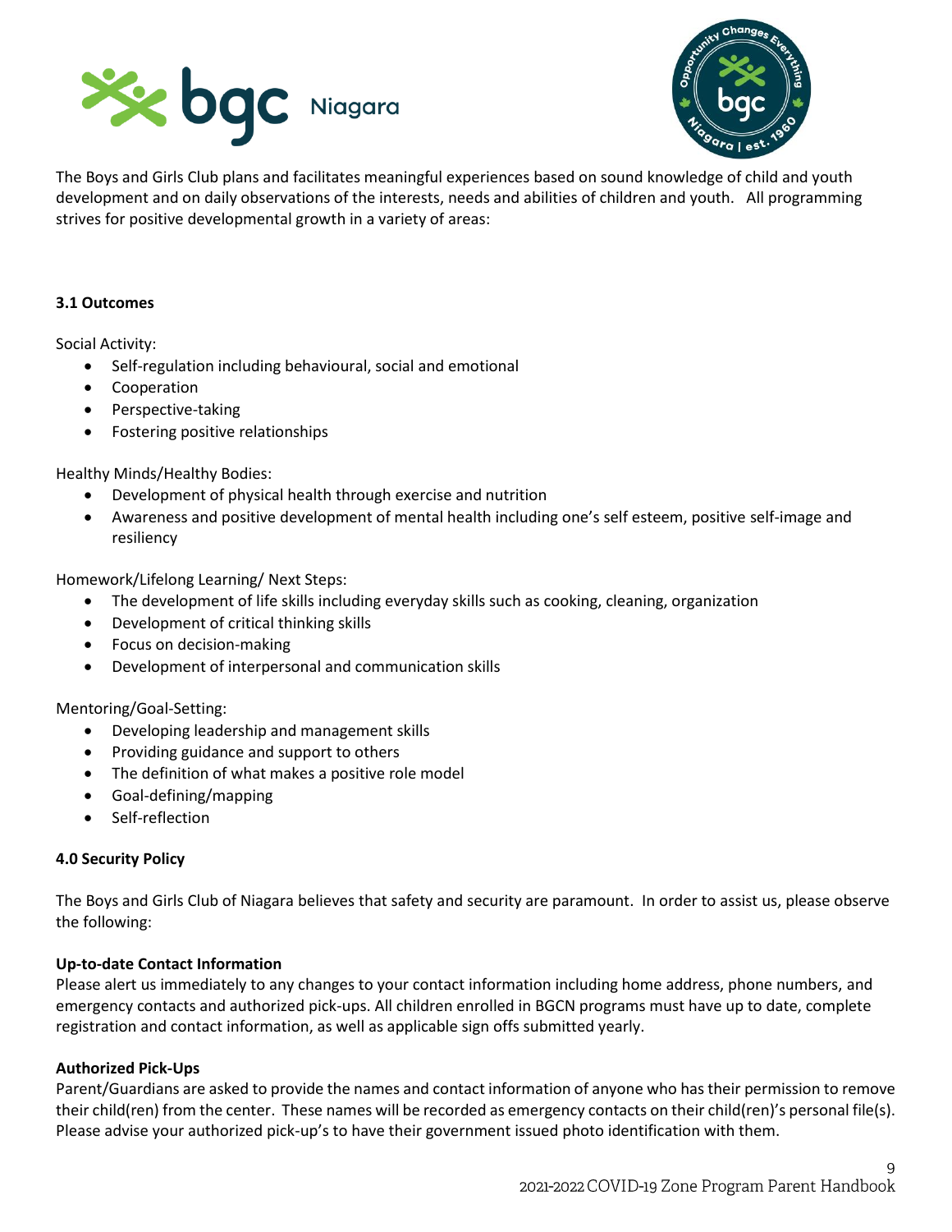The Boys and Girls Club plans and facilitates meaningful experiences based on sound knowledge of child and youth development and on daily observations of the interests, needs and abilities of children and youth. All programming strives for positive developmental growth in a variety of areas:

### 3.1 Outcomes

Social Activity:

- Self-regulation including behavioural, social and emotional
- Cooperation
- Perspective-taking
- Fostering positive relationships

Healthy Minds/Healthy Bodies:

- Development of physical health through exercise and nutrition
- Awareness and positive development of mental health including one's self esteem, positive self-image and resiliency

Homework/Lifelong Learning/ Next Steps:

- The development of life skills including everyday skills such as cooking, cleaning, organization
- Development of critical thinking skills
- Focus on decision-making
- Development of interpersonal and communication skills

Mentoring/Goal-Setting:

- Developing leadership and management skills
- Providing guidance and support to others
- The definition of what makes a positive role model
- Goal-defining/mapping
- Self-reflection

## 4.0 Security Policy

The Boys and Girls Club of Niagara believes that safety and security are paramount. In order to assist us, please observe the following:

**Up-to-date Contact Information**

Please alert us immediately to any changes to your contact information including home address, phone numbers, and emergency contacts and authorized pick-ups. All children enrolled in BGCN programs must have up to date, complete registration and contact information, as well as applicable sign offs submitted yearly.

**Authorized Pick-Ups**

Parent/Guardians are asked to provide the names and contact information of anyone who has their permission to remove their child(ren) from the center. These names will be recorded as emergency contacts on their child(ren)'s personal file(s). Please advise your authorized pick-up's to have their government issued photo identification with them.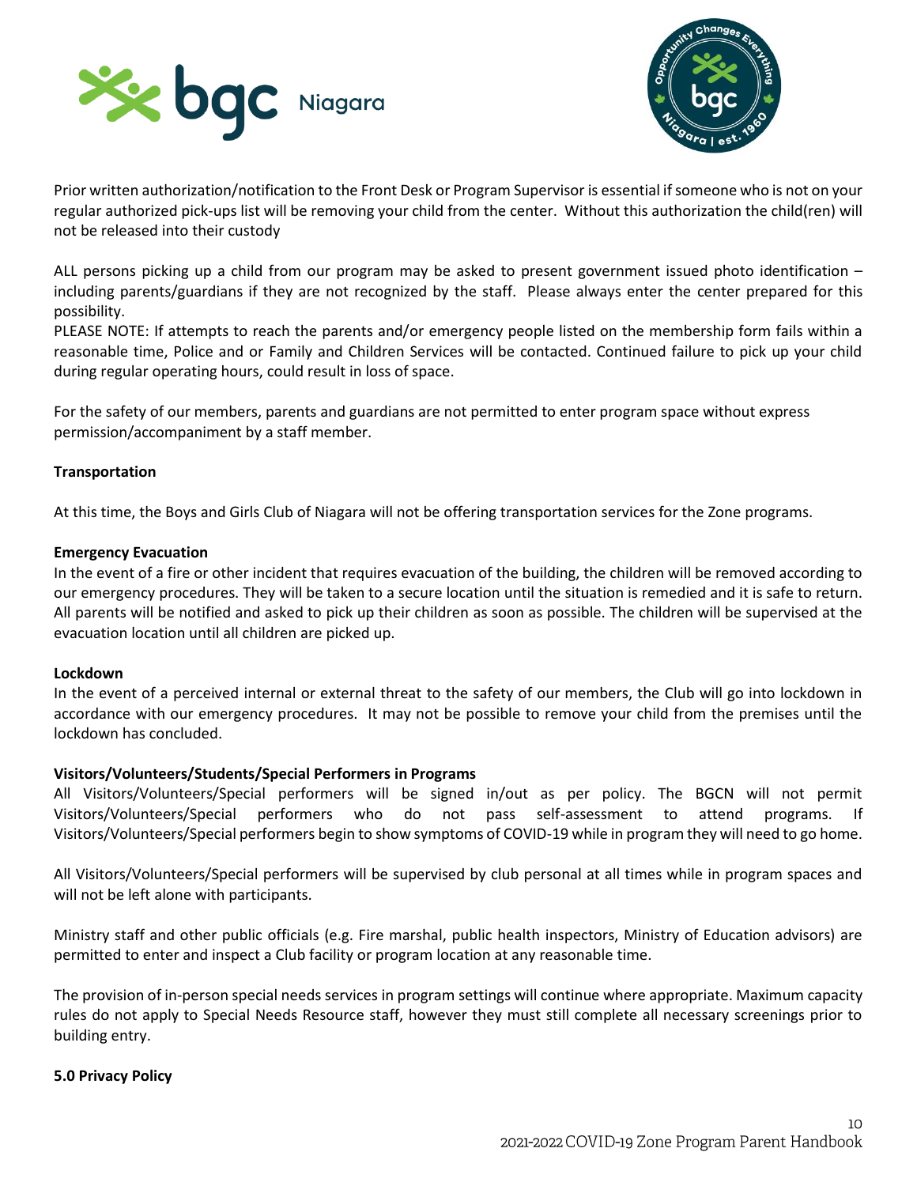Prior written authorization/notification to the Front Desk or Program Supervisor is essential if someone who is not on your regular authorized pick-ups list will be removing your child from the center. Without this authorization the child(ren) will not be released into their custody

ALL persons picking up a child from our program may be asked to present government issued photo identification – including parents/guardians if they are not recognized by the staff. Please always enter the center prepared for this possibility.
PLEASE NOTE: If attempts to reach the parents and/or emergency people listed on the membership form fails within a reasonable time, Police and or Family and Children Services will be contacted. Continued failure to pick up your child during regular operating hours, could result in loss of space.

For the safety of our members, parents and guardians are not permitted to enter program space without express permission/accompaniment by a staff member.

**Transportation**

At this time, the Boys and Girls Club of Niagara will not be offering transportation services for the Zone programs.

**Emergency Evacuation**

In the event of a fire or other incident that requires evacuation of the building, the children will be removed according to our emergency procedures. They will be taken to a secure location until the situation is remedied and it is safe to return. All parents will be notified and asked to pick up their children as soon as possible. The children will be supervised at the evacuation location until all children are picked up.

**Lockdown**

In the event of a perceived internal or external threat to the safety of our members, the Club will go into lockdown in accordance with our emergency procedures. It may not be possible to remove your child from the premises until the lockdown has concluded.

**Visitors/Volunteers/Students/Special Performers in Programs**

All Visitors/Volunteers/Special performers will be signed in/out as per policy. The BGCN will not permit Visitors/Volunteers/Special performers who do not pass self-assessment to attend programs. If Visitors/Volunteers/Special performers begin to show symptoms of COVID-19 while in program they will need to go home.

All Visitors/Volunteers/Special performers will be supervised by club personal at all times while in program spaces and will not be left alone with participants.

Ministry staff and other public officials (e.g. Fire marshal, public health inspectors, Ministry of Education advisors) are permitted to enter and inspect a Club facility or program location at any reasonable time.

The provision of in-person special needs services in program settings will continue where appropriate. Maximum capacity rules do not apply to Special Needs Resource staff, however they must still complete all necessary screenings prior to building entry.

**5.0 Privacy Policy**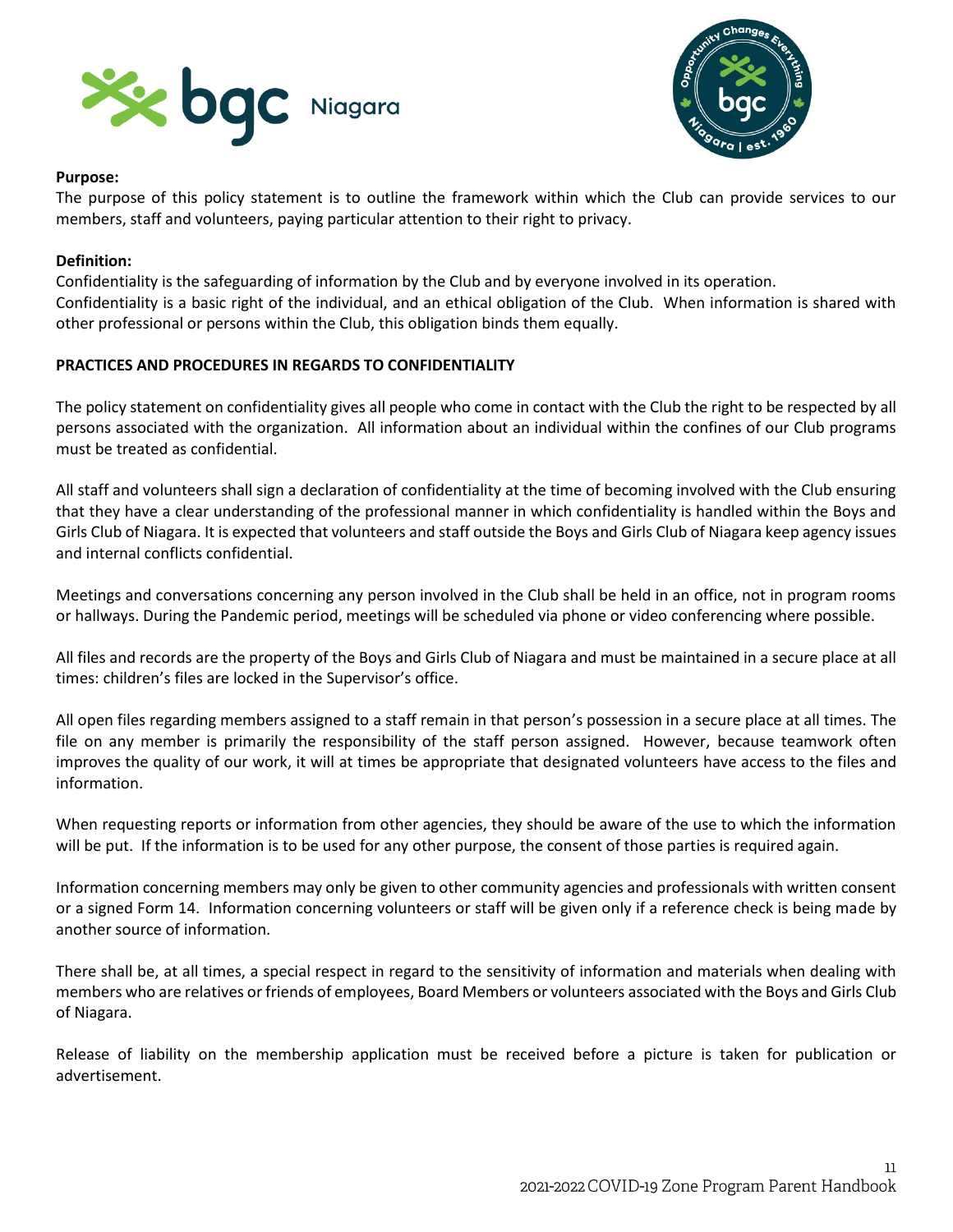**Purpose:**
The purpose of this policy statement is to outline the framework within which the Club can provide services to our members, staff and volunteers, paying particular attention to their right to privacy.

**Definition:**
Confidentiality is the safeguarding of information by the Club and by everyone involved in its operation. Confidentiality is a basic right of the individual, and an ethical obligation of the Club. When information is shared with other professional or persons within the Club, this obligation binds them equally.

**PRACTICES AND PROCEDURES IN REGARDS TO CONFIDENTIALITY**

The policy statement on confidentiality gives all people who come in contact with the Club the right to be respected by all persons associated with the organization. All information about an individual within the confines of our Club programs must be treated as confidential.

All staff and volunteers shall sign a declaration of confidentiality at the time of becoming involved with the Club ensuring that they have a clear understanding of the professional manner in which confidentiality is handled within the Boys and Girls Club of Niagara. It is expected that volunteers and staff outside the Boys and Girls Club of Niagara keep agency issues and internal conflicts confidential.

Meetings and conversations concerning any person involved in the Club shall be held in an office, not in program rooms or hallways. During the Pandemic period, meetings will be scheduled via phone or video conferencing where possible.

All files and records are the property of the Boys and Girls Club of Niagara and must be maintained in a secure place at all times: children's files are locked in the Supervisor's office.

All open files regarding members assigned to a staff remain in that person's possession in a secure place at all times. The file on any member is primarily the responsibility of the staff person assigned. However, because teamwork often improves the quality of our work, it will at times be appropriate that designated volunteers have access to the files and information.

When requesting reports or information from other agencies, they should be aware of the use to which the information will be put. If the information is to be used for any other purpose, the consent of those parties is required again.

Information concerning members may only be given to other community agencies and professionals with written consent or a signed Form 14. Information concerning volunteers or staff will be given only if a reference check is being made by another source of information.

There shall be, at all times, a special respect in regard to the sensitivity of information and materials when dealing with members who are relatives or friends of employees, Board Members or volunteers associated with the Boys and Girls Club of Niagara.

Release of liability on the membership application must be received before a picture is taken for publication or advertisement.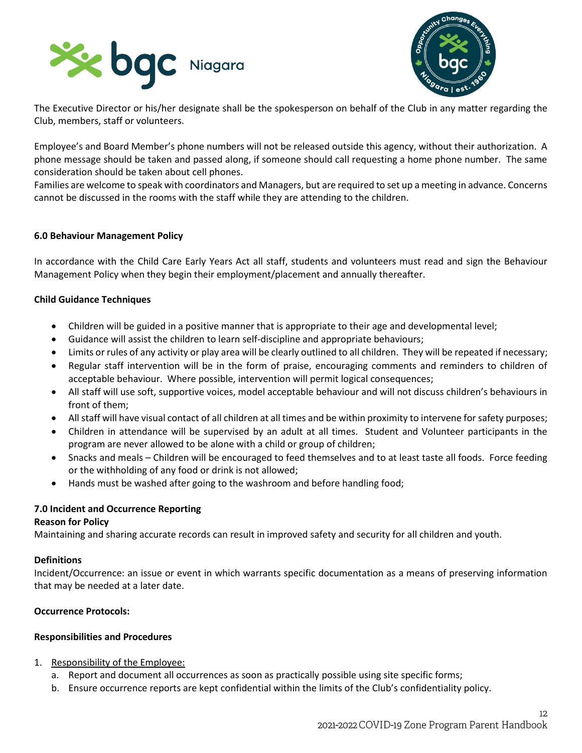The Executive Director or his/her designate shall be the spokesperson on behalf of the Club in any matter regarding the Club, members, staff or volunteers.

Employee's and Board Member's phone numbers will not be released outside this agency, without their authorization. A phone message should be taken and passed along, if someone should call requesting a home phone number. The same consideration should be taken about cell phones.
Families are welcome to speak with coordinators and Managers, but are required to set up a meeting in advance. Concerns cannot be discussed in the rooms with the staff while they are attending to the children.

### 6.0 Behaviour Management Policy

In accordance with the Child Care Early Years Act all staff, students and volunteers must read and sign the Behaviour Management Policy when they begin their employment/placement and annually thereafter.

**Child Guidance Techniques**

- Children will be guided in a positive manner that is appropriate to their age and developmental level;
- Guidance will assist the children to learn self-discipline and appropriate behaviours;
- Limits or rules of any activity or play area will be clearly outlined to all children. They will be repeated if necessary;
- Regular staff intervention will be in the form of praise, encouraging comments and reminders to children of acceptable behaviour. Where possible, intervention will permit logical consequences;
- All staff will use soft, supportive voices, model acceptable behaviour and will not discuss children's behaviours in front of them;
- All staff will have visual contact of all children at all times and be within proximity to intervene for safety purposes;
- Children in attendance will be supervised by an adult at all times. Student and Volunteer participants in the program are never allowed to be alone with a child or group of children;
- Snacks and meals – Children will be encouraged to feed themselves and to at least taste all foods. Force feeding or the withholding of any food or drink is not allowed;
- Hands must be washed after going to the washroom and before handling food;

### 7.0 Incident and Occurrence Reporting

**Reason for Policy**
Maintaining and sharing accurate records can result in improved safety and security for all children and youth.

**Definitions**
Incident/Occurrence: an issue or event in which warrants specific documentation as a means of preserving information that may be needed at a later date.

**Occurrence Protocols:**

**Responsibilities and Procedures**

1. Responsibility of the Employee:
    a. Report and document all occurrences as soon as practically possible using site specific forms;
    b. Ensure occurrence reports are kept confidential within the limits of the Club's confidentiality policy.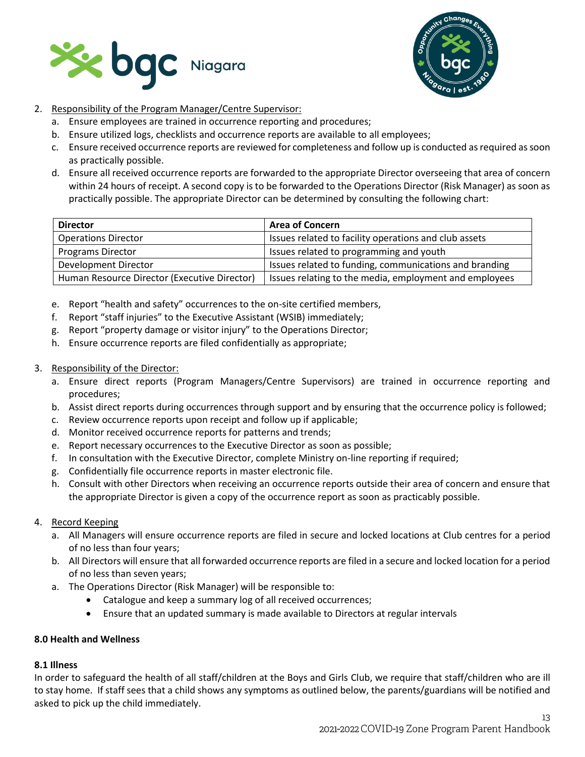2. <u>Responsibility of the Program Manager/Centre Supervisor:</u>
   a. Ensure employees are trained in occurrence reporting and procedures;
   b. Ensure utilized logs, checklists and occurrence reports are available to all employees;
   c. Ensure received occurrence reports are reviewed for completeness and follow up is conducted as required as soon as practically possible.
   d. Ensure all received occurrence reports are forwarded to the appropriate Director overseeing that area of concern within 24 hours of receipt. A second copy is to be forwarded to the Operations Director (Risk Manager) as soon as practically possible. The appropriate Director can be determined by consulting the following chart:

| Director | Area of Concern |
|---|---|
| Operations Director | Issues related to facility operations and club assets |
| Programs Director | Issues related to programming and youth |
| Development Director | Issues related to funding, communications and branding |
| Human Resource Director (Executive Director) | Issues relating to the media, employment and employees |

   e. Report "health and safety" occurrences to the on-site certified members,
   f. Report "staff injuries" to the Executive Assistant (WSIB) immediately;
   g. Report "property damage or visitor injury" to the Operations Director;
   h. Ensure occurrence reports are filed confidentially as appropriate;

3. <u>Responsibility of the Director:</u>
   a. Ensure direct reports (Program Managers/Centre Supervisors) are trained in occurrence reporting and procedures;
   b. Assist direct reports during occurrences through support and by ensuring that the occurrence policy is followed;
   c. Review occurrence reports upon receipt and follow up if applicable;
   d. Monitor received occurrence reports for patterns and trends;
   e. Report necessary occurrences to the Executive Director as soon as possible;
   f. In consultation with the Executive Director, complete Ministry on-line reporting if required;
   g. Confidentially file occurrence reports in master electronic file.
   h. Consult with other Directors when receiving an occurrence reports outside their area of concern and ensure that the appropriate Director is given a copy of the occurrence report as soon as practicably possible.

4. <u>Record Keeping</u>
   a. All Managers will ensure occurrence reports are filed in secure and locked locations at Club centres for a period of no less than four years;
   b. All Directors will ensure that all forwarded occurrence reports are filed in a secure and locked location for a period of no less than seven years;
   a. The Operations Director (Risk Manager) will be responsible to:
      - Catalogue and keep a summary log of all received occurrences;
      - Ensure that an updated summary is made available to Directors at regular intervals

**8.0 Health and Wellness**

**8.1 Illness**

In order to safeguard the health of all staff/children at the Boys and Girls Club, we require that staff/children who are ill to stay home. If staff sees that a child shows any symptoms as outlined below, the parents/guardians will be notified and asked to pick up the child immediately.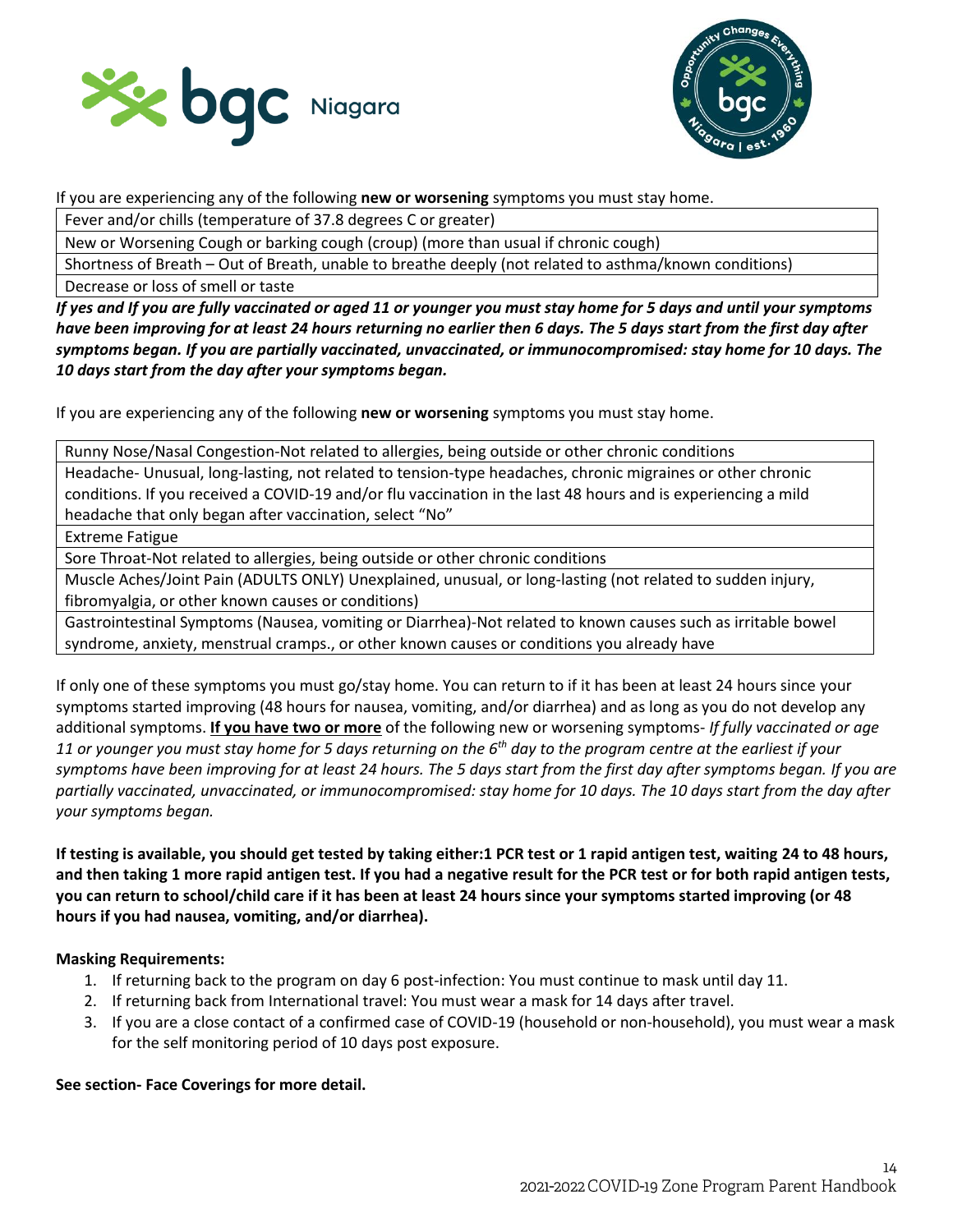If you are experiencing any of the following **new or worsening** symptoms you must stay home.

| Fever and/or chills (temperature of 37.8 degrees C or greater) |
|---|
| New or Worsening Cough or barking cough (croup) (more than usual if chronic cough) |
| Shortness of Breath – Out of Breath, unable to breathe deeply (not related to asthma/known conditions) |
| Decrease or loss of smell or taste |

***If yes and If you are fully vaccinated or aged 11 or younger you must stay home for 5 days and until your symptoms have been improving for at least 24 hours returning no earlier then 6 days. The 5 days start from the first day after symptoms began. If you are partially vaccinated, unvaccinated, or immunocompromised: stay home for 10 days. The 10 days start from the day after your symptoms began.***

If you are experiencing any of the following **new or worsening** symptoms you must stay home.

| Runny Nose/Nasal Congestion-Not related to allergies, being outside or other chronic conditions |
|---|
| Headache- Unusual, long-lasting, not related to tension-type headaches, chronic migraines or other chronic conditions. If you received a COVID-19 and/or flu vaccination in the last 48 hours and is experiencing a mild headache that only began after vaccination, select "No" |
| Extreme Fatigue |
| Sore Throat-Not related to allergies, being outside or other chronic conditions |
| Muscle Aches/Joint Pain (ADULTS ONLY) Unexplained, unusual, or long-lasting (not related to sudden injury, fibromyalgia, or other known causes or conditions) |
| Gastrointestinal Symptoms (Nausea, vomiting or Diarrhea)-Not related to known causes such as irritable bowel syndrome, anxiety, menstrual cramps., or other known causes or conditions you already have |

If only one of these symptoms you must go/stay home. You can return to if it has been at least 24 hours since your symptoms started improving (48 hours for nausea, vomiting, and/or diarrhea) and as long as you do not develop any additional symptoms. **<u>If you have two or more</u>** of the following new or worsening symptoms- *If fully vaccinated or age 11 or younger you must stay home for 5 days returning on the 6th day to the program centre at the earliest if your symptoms have been improving for at least 24 hours. The 5 days start from the first day after symptoms began. If you are partially vaccinated, unvaccinated, or immunocompromised: stay home for 10 days. The 10 days start from the day after your symptoms began.*

**If testing is available, you should get tested by taking either:1 PCR test or 1 rapid antigen test, waiting 24 to 48 hours, and then taking 1 more rapid antigen test. If you had a negative result for the PCR test or for both rapid antigen tests, you can return to school/child care if it has been at least 24 hours since your symptoms started improving (or 48 hours if you had nausea, vomiting, and/or diarrhea).**

**Masking Requirements:**

1. If returning back to the program on day 6 post-infection: You must continue to mask until day 11.
2. If returning back from International travel: You must wear a mask for 14 days after travel.
3. If you are a close contact of a confirmed case of COVID-19 (household or non-household), you must wear a mask for the self monitoring period of 10 days post exposure.

**See section- Face Coverings for more detail.**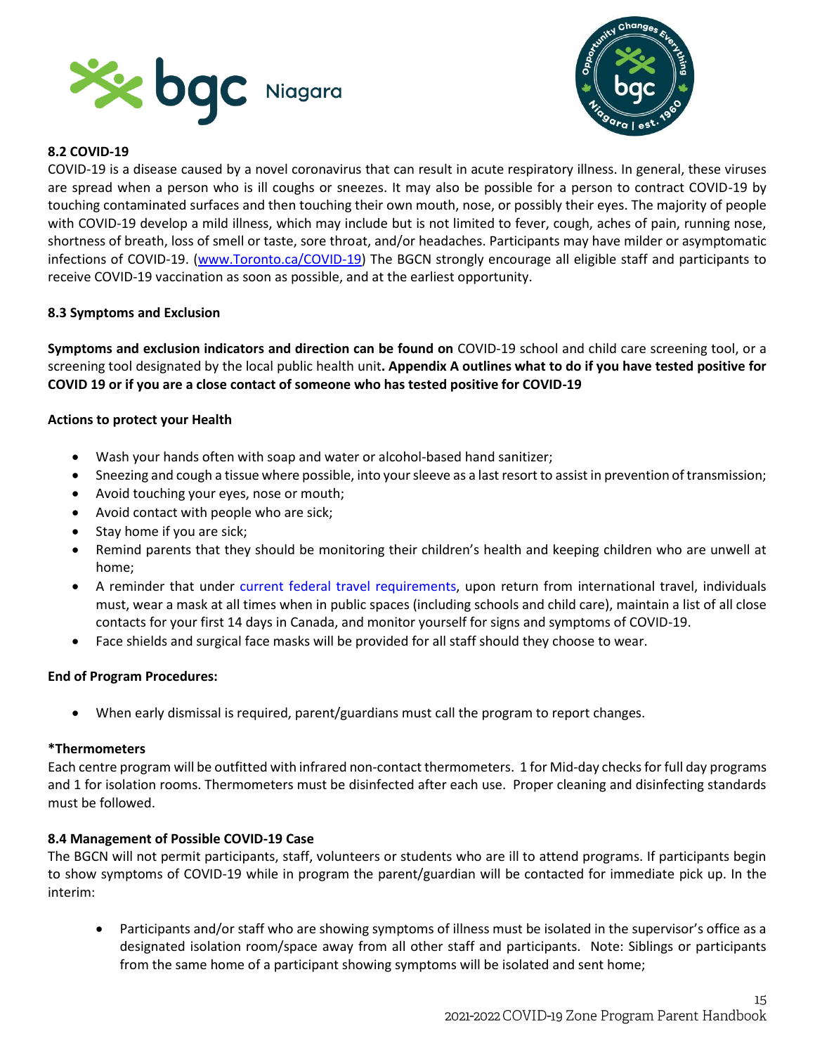**8.2 COVID-19**

COVID-19 is a disease caused by a novel coronavirus that can result in acute respiratory illness. In general, these viruses are spread when a person who is ill coughs or sneezes. It may also be possible for a person to contract COVID-19 by touching contaminated surfaces and then touching their own mouth, nose, or possibly their eyes. The majority of people with COVID-19 develop a mild illness, which may include but is not limited to fever, cough, aches of pain, running nose, shortness of breath, loss of smell or taste, sore throat, and/or headaches. Participants may have milder or asymptomatic infections of COVID-19. (www.Toronto.ca/COVID-19) The BGCN strongly encourage all eligible staff and participants to receive COVID-19 vaccination as soon as possible, and at the earliest opportunity.

**8.3 Symptoms and Exclusion**

**Symptoms and exclusion indicators and direction can be found on** COVID-19 school and child care screening tool, or a screening tool designated by the local public health unit**. Appendix A outlines what to do if you have tested positive for COVID 19 or if you are a close contact of someone who has tested positive for COVID-19**

**Actions to protect your Health**

- Wash your hands often with soap and water or alcohol-based hand sanitizer;
- Sneezing and cough a tissue where possible, into your sleeve as a last resort to assist in prevention of transmission;
- Avoid touching your eyes, nose or mouth;
- Avoid contact with people who are sick;
- Stay home if you are sick;
- Remind parents that they should be monitoring their children's health and keeping children who are unwell at home;
- A reminder that under current federal travel requirements, upon return from international travel, individuals must, wear a mask at all times when in public spaces (including schools and child care), maintain a list of all close contacts for your first 14 days in Canada, and monitor yourself for signs and symptoms of COVID-19.
- Face shields and surgical face masks will be provided for all staff should they choose to wear.

**End of Program Procedures:**

- When early dismissal is required, parent/guardians must call the program to report changes.

**\*Thermometers**

Each centre program will be outfitted with infrared non-contact thermometers. 1 for Mid-day checks for full day programs and 1 for isolation rooms. Thermometers must be disinfected after each use. Proper cleaning and disinfecting standards must be followed.

**8.4 Management of Possible COVID-19 Case**

The BGCN will not permit participants, staff, volunteers or students who are ill to attend programs. If participants begin to show symptoms of COVID-19 while in program the parent/guardian will be contacted for immediate pick up. In the interim:

- Participants and/or staff who are showing symptoms of illness must be isolated in the supervisor's office as a designated isolation room/space away from all other staff and participants. Note: Siblings or participants from the same home of a participant showing symptoms will be isolated and sent home;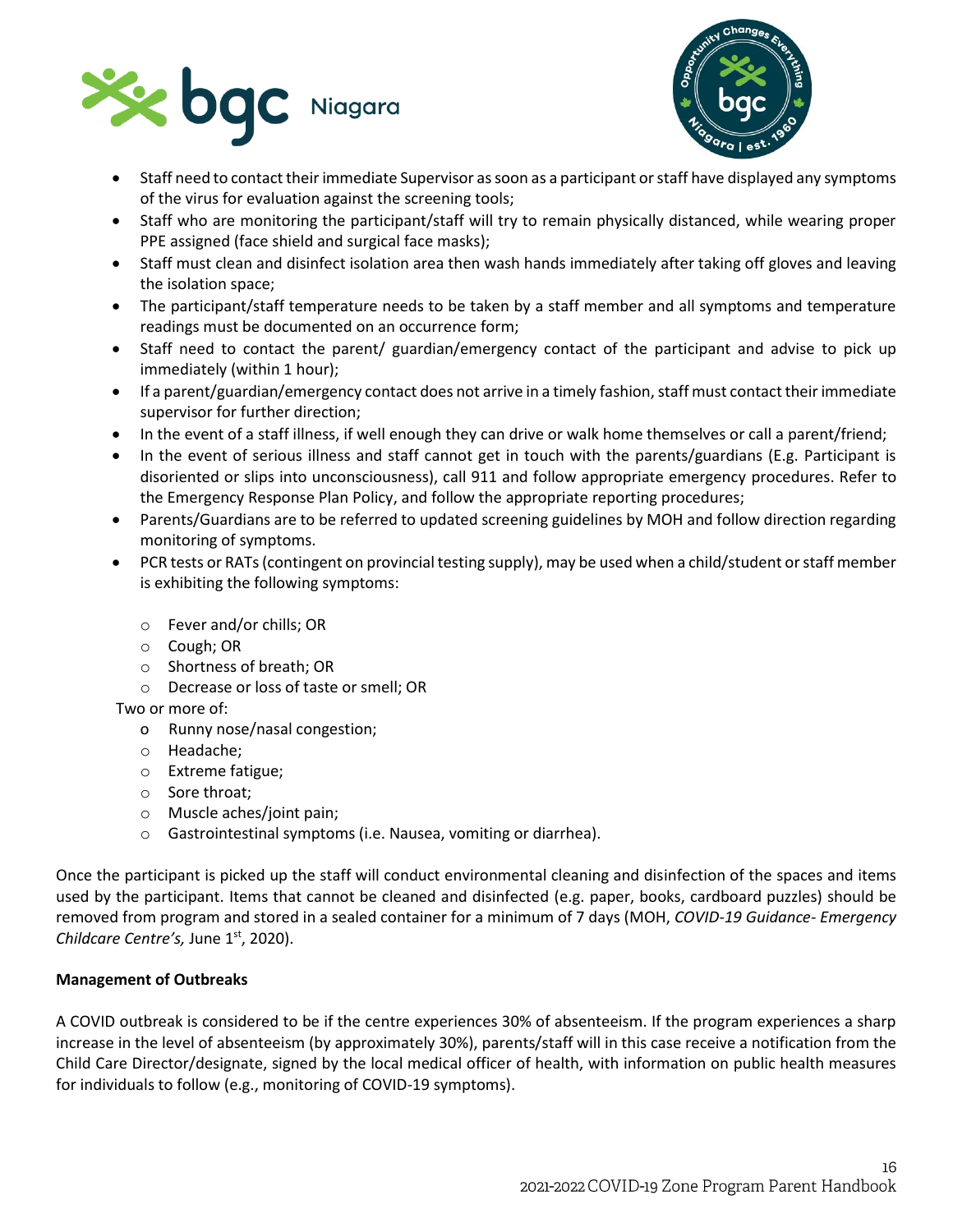- Staff need to contact their immediate Supervisor as soon as a participant or staff have displayed any symptoms of the virus for evaluation against the screening tools;
- Staff who are monitoring the participant/staff will try to remain physically distanced, while wearing proper PPE assigned (face shield and surgical face masks);
- Staff must clean and disinfect isolation area then wash hands immediately after taking off gloves and leaving the isolation space;
- The participant/staff temperature needs to be taken by a staff member and all symptoms and temperature readings must be documented on an occurrence form;
- Staff need to contact the parent/ guardian/emergency contact of the participant and advise to pick up immediately (within 1 hour);
- If a parent/guardian/emergency contact does not arrive in a timely fashion, staff must contact their immediate supervisor for further direction;
- In the event of a staff illness, if well enough they can drive or walk home themselves or call a parent/friend;
- In the event of serious illness and staff cannot get in touch with the parents/guardians (E.g. Participant is disoriented or slips into unconsciousness), call 911 and follow appropriate emergency procedures. Refer to the Emergency Response Plan Policy, and follow the appropriate reporting procedures;
- Parents/Guardians are to be referred to updated screening guidelines by MOH and follow direction regarding monitoring of symptoms.
- PCR tests or RATs (contingent on provincial testing supply), may be used when a child/student or staff member is exhibiting the following symptoms:
  - Fever and/or chills; OR
  - Cough; OR
  - Shortness of breath; OR
  - Decrease or loss of taste or smell; OR

  Two or more of:
  - Runny nose/nasal congestion;
  - Headache;
  - Extreme fatigue;
  - Sore throat;
  - Muscle aches/joint pain;
  - Gastrointestinal symptoms (i.e. Nausea, vomiting or diarrhea).

Once the participant is picked up the staff will conduct environmental cleaning and disinfection of the spaces and items used by the participant. Items that cannot be cleaned and disinfected (e.g. paper, books, cardboard puzzles) should be removed from program and stored in a sealed container for a minimum of 7 days (MOH, *COVID-19 Guidance- Emergency Childcare Centre's,* June 1st, 2020).

**Management of Outbreaks**

A COVID outbreak is considered to be if the centre experiences 30% of absenteeism. If the program experiences a sharp increase in the level of absenteeism (by approximately 30%), parents/staff will in this case receive a notification from the Child Care Director/designate, signed by the local medical officer of health, with information on public health measures for individuals to follow (e.g., monitoring of COVID-19 symptoms).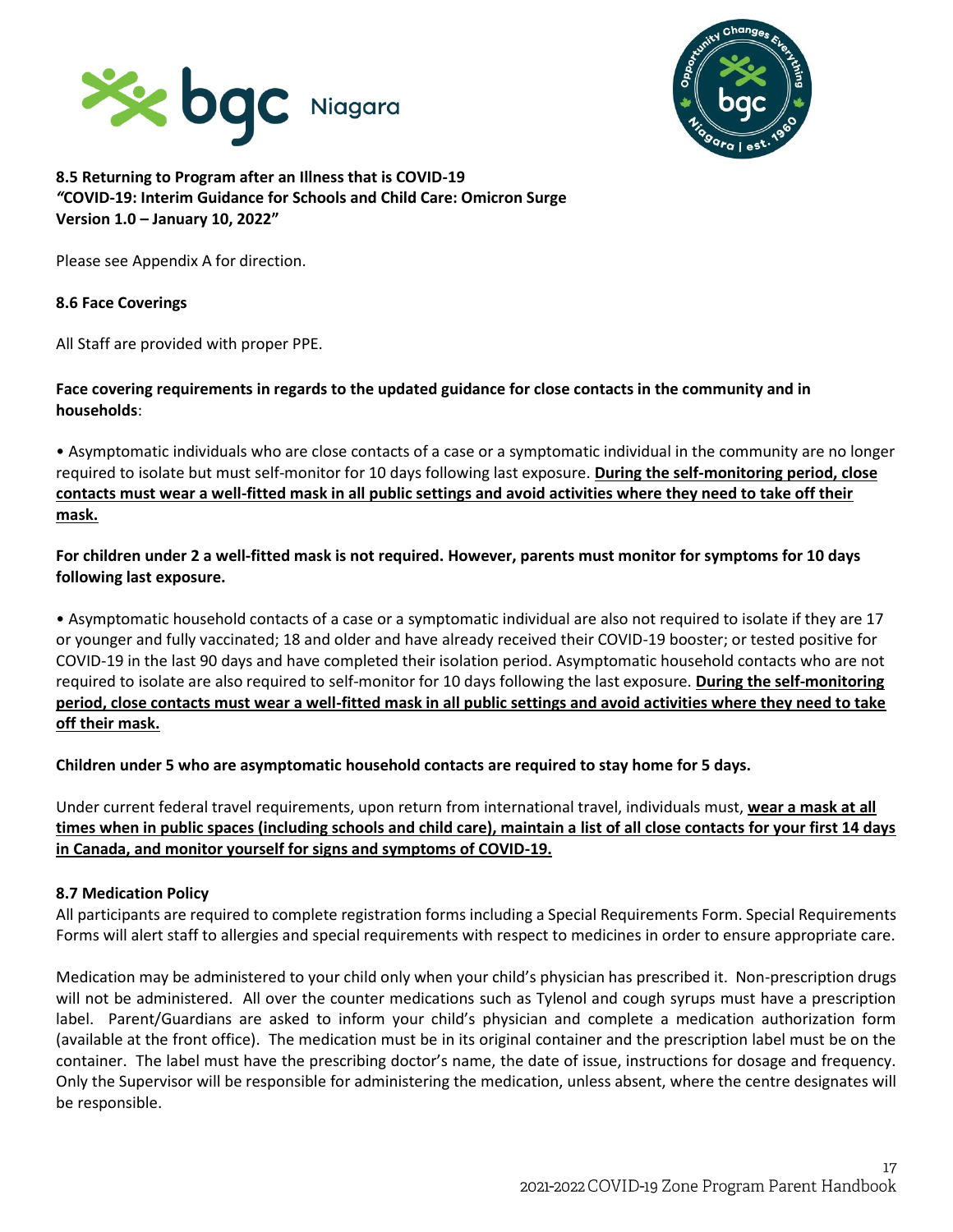**8.5 Returning to Program after an Illness that is COVID-19**
**"COVID-19: Interim Guidance for Schools and Child Care: Omicron Surge Version 1.0 – January 10, 2022"**

Please see Appendix A for direction.

**8.6 Face Coverings**

All Staff are provided with proper PPE.

**Face covering requirements in regards to the updated guidance for close contacts in the community and in households**:

• Asymptomatic individuals who are close contacts of a case or a symptomatic individual in the community are no longer required to isolate but must self-monitor for 10 days following last exposure. **During the self-monitoring period, close contacts must wear a well-fitted mask in all public settings and avoid activities where they need to take off their mask.**

**For children under 2 a well-fitted mask is not required. However, parents must monitor for symptoms for 10 days following last exposure.**

• Asymptomatic household contacts of a case or a symptomatic individual are also not required to isolate if they are 17 or younger and fully vaccinated; 18 and older and have already received their COVID-19 booster; or tested positive for COVID-19 in the last 90 days and have completed their isolation period. Asymptomatic household contacts who are not required to isolate are also required to self-monitor for 10 days following the last exposure. **During the self-monitoring period, close contacts must wear a well-fitted mask in all public settings and avoid activities where they need to take off their mask.**

**Children under 5 who are asymptomatic household contacts are required to stay home for 5 days.**

Under current federal travel requirements, upon return from international travel, individuals must, **wear a mask at all times when in public spaces (including schools and child care), maintain a list of all close contacts for your first 14 days in Canada, and monitor yourself for signs and symptoms of COVID-19.**

**8.7 Medication Policy**

All participants are required to complete registration forms including a Special Requirements Form. Special Requirements Forms will alert staff to allergies and special requirements with respect to medicines in order to ensure appropriate care.

Medication may be administered to your child only when your child's physician has prescribed it. Non-prescription drugs will not be administered. All over the counter medications such as Tylenol and cough syrups must have a prescription label. Parent/Guardians are asked to inform your child's physician and complete a medication authorization form (available at the front office). The medication must be in its original container and the prescription label must be on the container. The label must have the prescribing doctor's name, the date of issue, instructions for dosage and frequency. Only the Supervisor will be responsible for administering the medication, unless absent, where the centre designates will be responsible.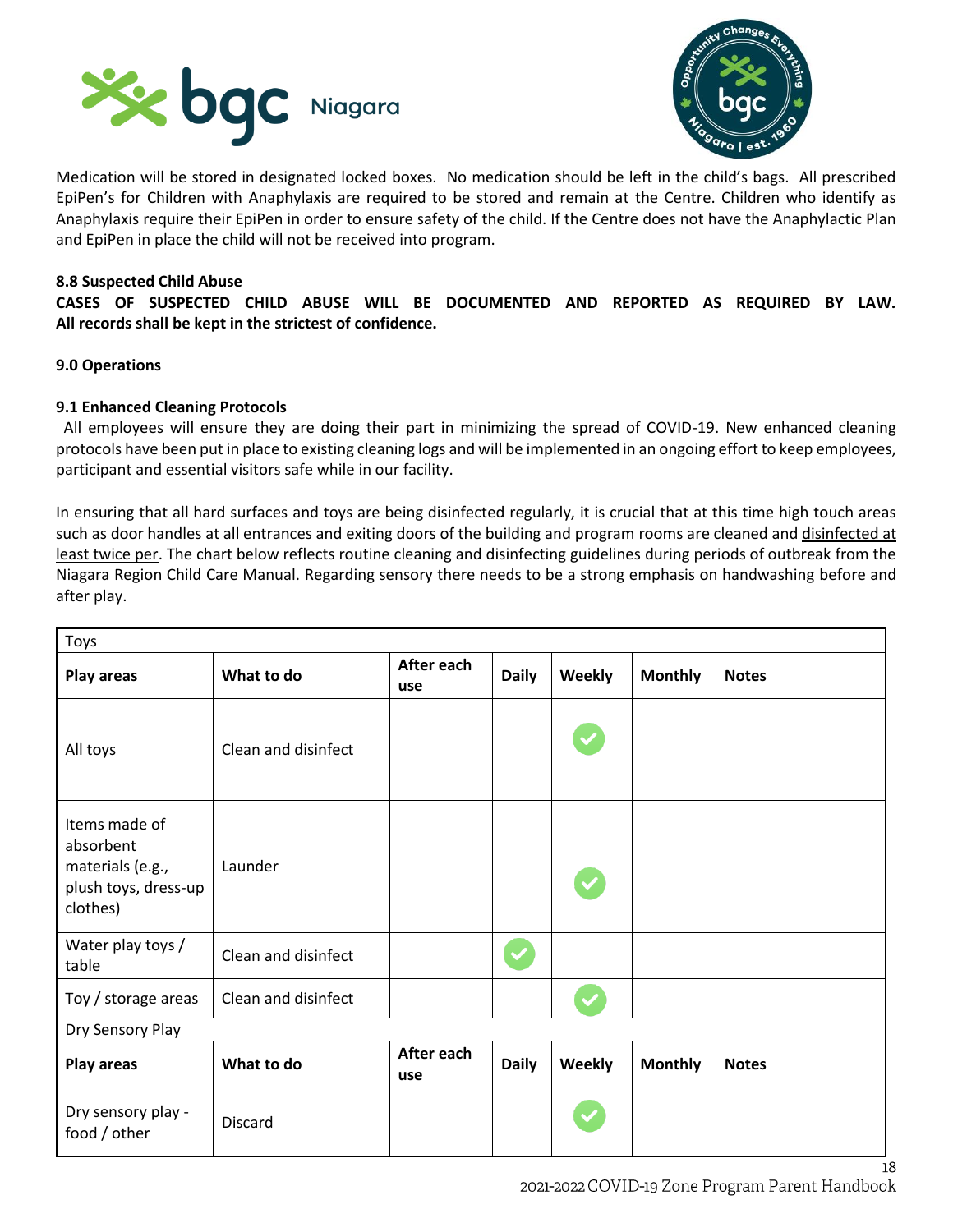Medication will be stored in designated locked boxes. No medication should be left in the child's bags. All prescribed EpiPen's for Children with Anaphylaxis are required to be stored and remain at the Centre. Children who identify as Anaphylaxis require their EpiPen in order to ensure safety of the child. If the Centre does not have the Anaphylactic Plan and EpiPen in place the child will not be received into program.

### 8.8 Suspected Child Abuse

**CASES OF SUSPECTED CHILD ABUSE WILL BE DOCUMENTED AND REPORTED AS REQUIRED BY LAW. All records shall be kept in the strictest of confidence.**

## 9.0 Operations

### 9.1 Enhanced Cleaning Protocols

All employees will ensure they are doing their part in minimizing the spread of COVID-19. New enhanced cleaning protocols have been put in place to existing cleaning logs and will be implemented in an ongoing effort to keep employees, participant and essential visitors safe while in our facility.

In ensuring that all hard surfaces and toys are being disinfected regularly, it is crucial that at this time high touch areas such as door handles at all entrances and exiting doors of the building and program rooms are cleaned and disinfected at least twice per. The chart below reflects routine cleaning and disinfecting guidelines during periods of outbreak from the Niagara Region Child Care Manual. Regarding sensory there needs to be a strong emphasis on handwashing before and after play.

| Toys | | | | | | |
|---|---|---|---|---|---|---|
| **Play areas** | **What to do** | **After each use** | **Daily** | **Weekly** | **Monthly** | **Notes** |
| All toys | Clean and disinfect | | | ✓ | | |
| Items made of absorbent materials (e.g., plush toys, dress-up clothes) | Launder | | | ✓ | | |
| Water play toys / table | Clean and disinfect | | ✓ | | | |
| Toy / storage areas | Clean and disinfect | | | ✓ | | |
| Dry Sensory Play | | | | | | |
| **Play areas** | **What to do** | **After each use** | **Daily** | **Weekly** | **Monthly** | **Notes** |
| Dry sensory play - food / other | Discard | | | ✓ | | |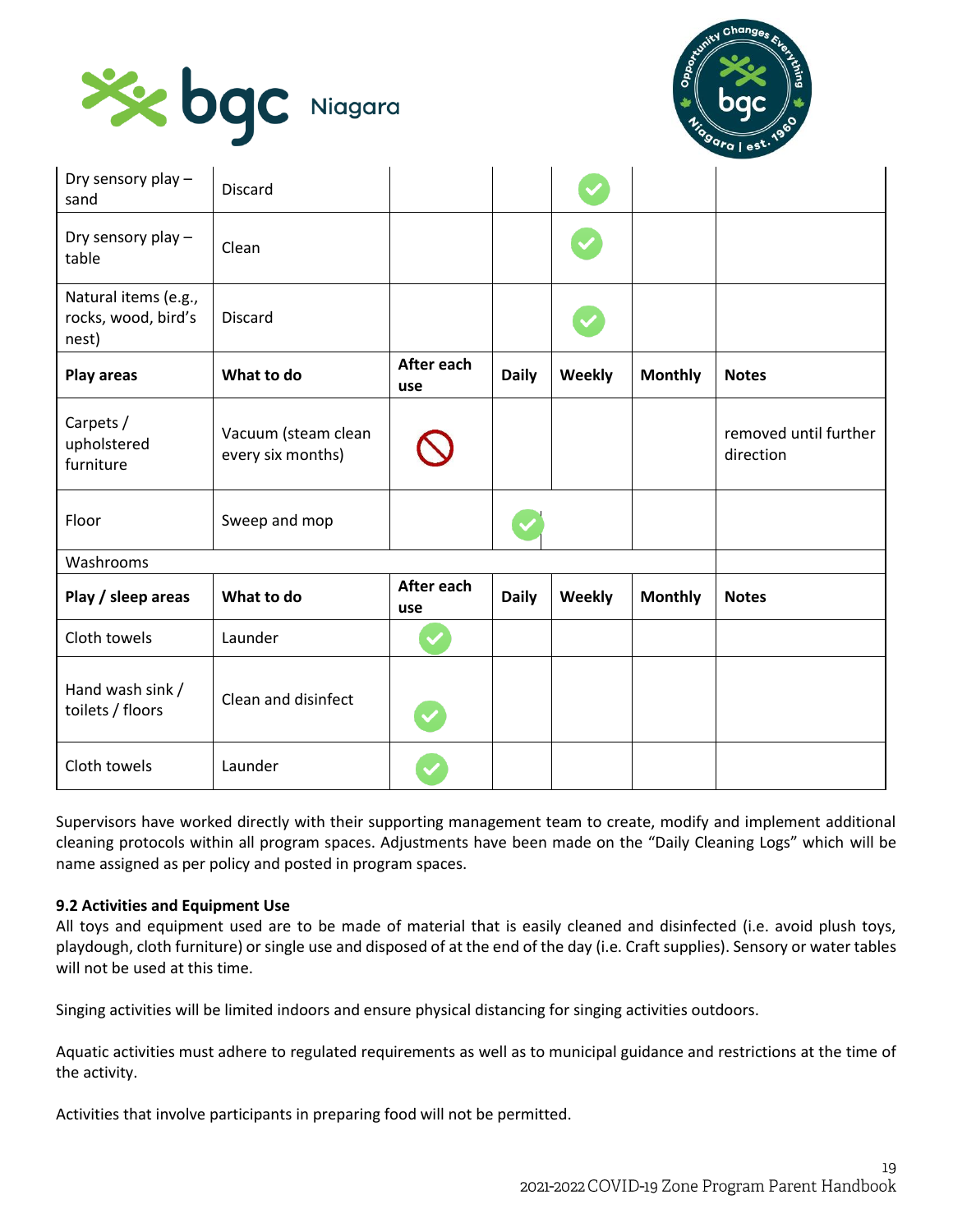| Dry sensory play – sand | Discard | | | ✓ | | |
|---|---|---|---|---|---|---|
| Dry sensory play – table | Clean | | | ✓ | | |
| Natural items (e.g., rocks, wood, bird's nest) | Discard | | | ✓ | | |
| **Play areas** | **What to do** | **After each use** | **Daily** | **Weekly** | **Monthly** | **Notes** |
| Carpets / upholstered furniture | Vacuum (steam clean every six months) | ⃠ | | | | removed until further direction |
| Floor | Sweep and mop | | ✓ | | | |
| Washrooms | | | | | | |
| **Play / sleep areas** | **What to do** | **After each use** | **Daily** | **Weekly** | **Monthly** | **Notes** |
| Cloth towels | Launder | ✓ | | | | |
| Hand wash sink / toilets / floors | Clean and disinfect | ✓ | | | | |
| Cloth towels | Launder | ✓ | | | | |

Supervisors have worked directly with their supporting management team to create, modify and implement additional cleaning protocols within all program spaces. Adjustments have been made on the "Daily Cleaning Logs" which will be name assigned as per policy and posted in program spaces.

**9.2 Activities and Equipment Use**

All toys and equipment used are to be made of material that is easily cleaned and disinfected (i.e. avoid plush toys, playdough, cloth furniture) or single use and disposed of at the end of the day (i.e. Craft supplies). Sensory or water tables will not be used at this time.

Singing activities will be limited indoors and ensure physical distancing for singing activities outdoors.

Aquatic activities must adhere to regulated requirements as well as to municipal guidance and restrictions at the time of the activity.

Activities that involve participants in preparing food will not be permitted.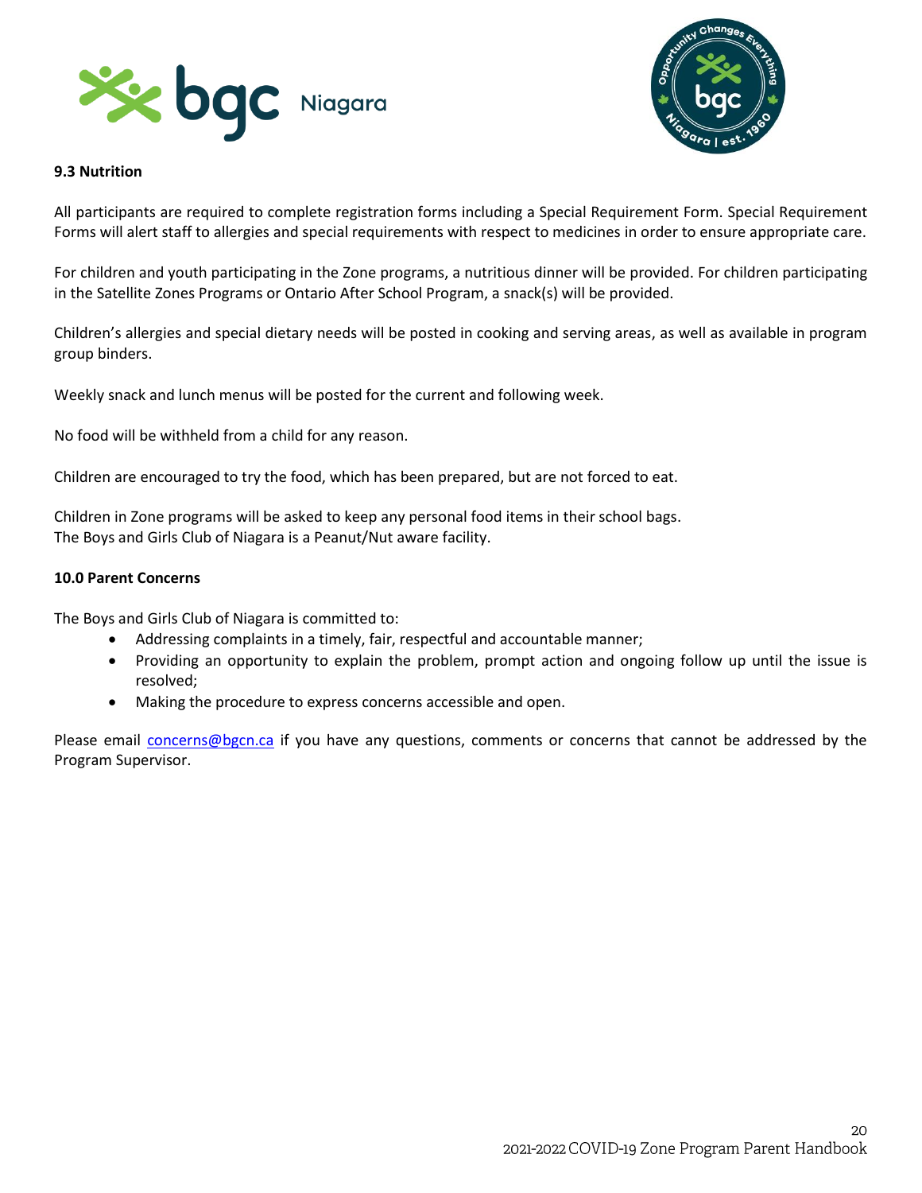**9.3 Nutrition**

All participants are required to complete registration forms including a Special Requirement Form. Special Requirement Forms will alert staff to allergies and special requirements with respect to medicines in order to ensure appropriate care.

For children and youth participating in the Zone programs, a nutritious dinner will be provided. For children participating in the Satellite Zones Programs or Ontario After School Program, a snack(s) will be provided.

Children's allergies and special dietary needs will be posted in cooking and serving areas, as well as available in program group binders.

Weekly snack and lunch menus will be posted for the current and following week.

No food will be withheld from a child for any reason.

Children are encouraged to try the food, which has been prepared, but are not forced to eat.

Children in Zone programs will be asked to keep any personal food items in their school bags.
The Boys and Girls Club of Niagara is a Peanut/Nut aware facility.

**10.0 Parent Concerns**

The Boys and Girls Club of Niagara is committed to:

- Addressing complaints in a timely, fair, respectful and accountable manner;
- Providing an opportunity to explain the problem, prompt action and ongoing follow up until the issue is resolved;
- Making the procedure to express concerns accessible and open.

Please email concerns@bgcn.ca if you have any questions, comments or concerns that cannot be addressed by the Program Supervisor.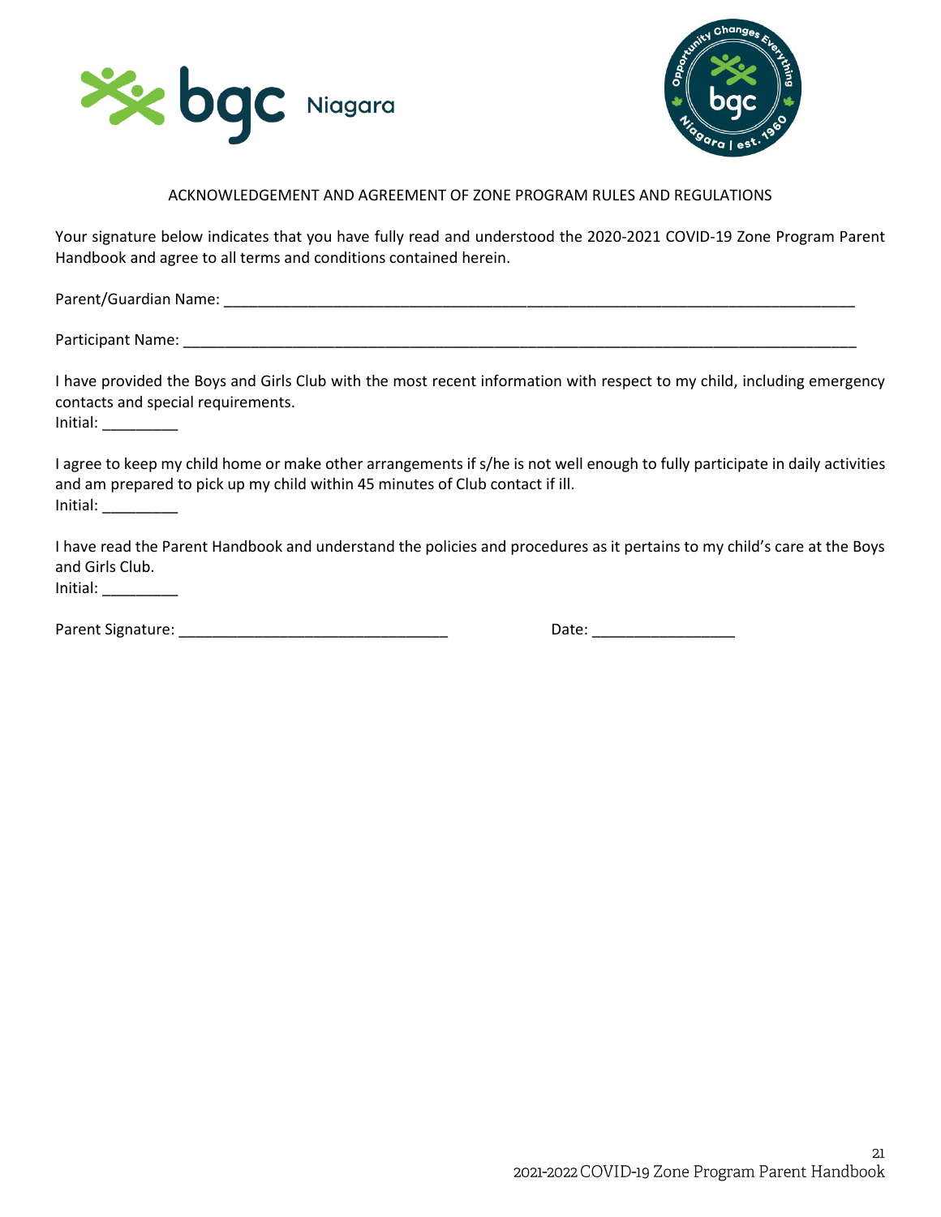ACKNOWLEDGEMENT AND AGREEMENT OF ZONE PROGRAM RULES AND REGULATIONS

Your signature below indicates that you have fully read and understood the 2020-2021 COVID-19 Zone Program Parent Handbook and agree to all terms and conditions contained herein.

Parent/Guardian Name: ___________________________________________________________________________

Participant Name: _______________________________________________________________________________

I have provided the Boys and Girls Club with the most recent information with respect to my child, including emergency contacts and special requirements.
Initial: _________

I agree to keep my child home or make other arrangements if s/he is not well enough to fully participate in daily activities and am prepared to pick up my child within 45 minutes of Club contact if ill.
Initial: _________

I have read the Parent Handbook and understand the policies and procedures as it pertains to my child's care at the Boys and Girls Club.
Initial: _________

Parent Signature: ________________________________ Date: _________________